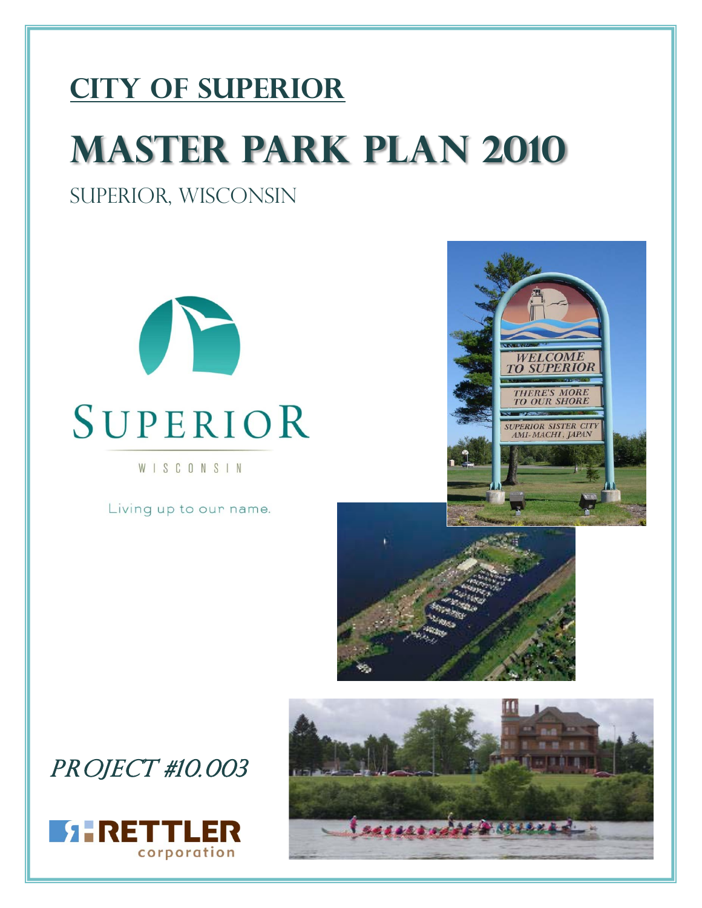# CITY OF SUPERIOR

# MASTER PARK PLAN 2010

SUPERIOR, WISCONSIN

SUPERIOR

WISCONSIN

Living up to our name.

*PROJECT #10.003*

RETTLER corporation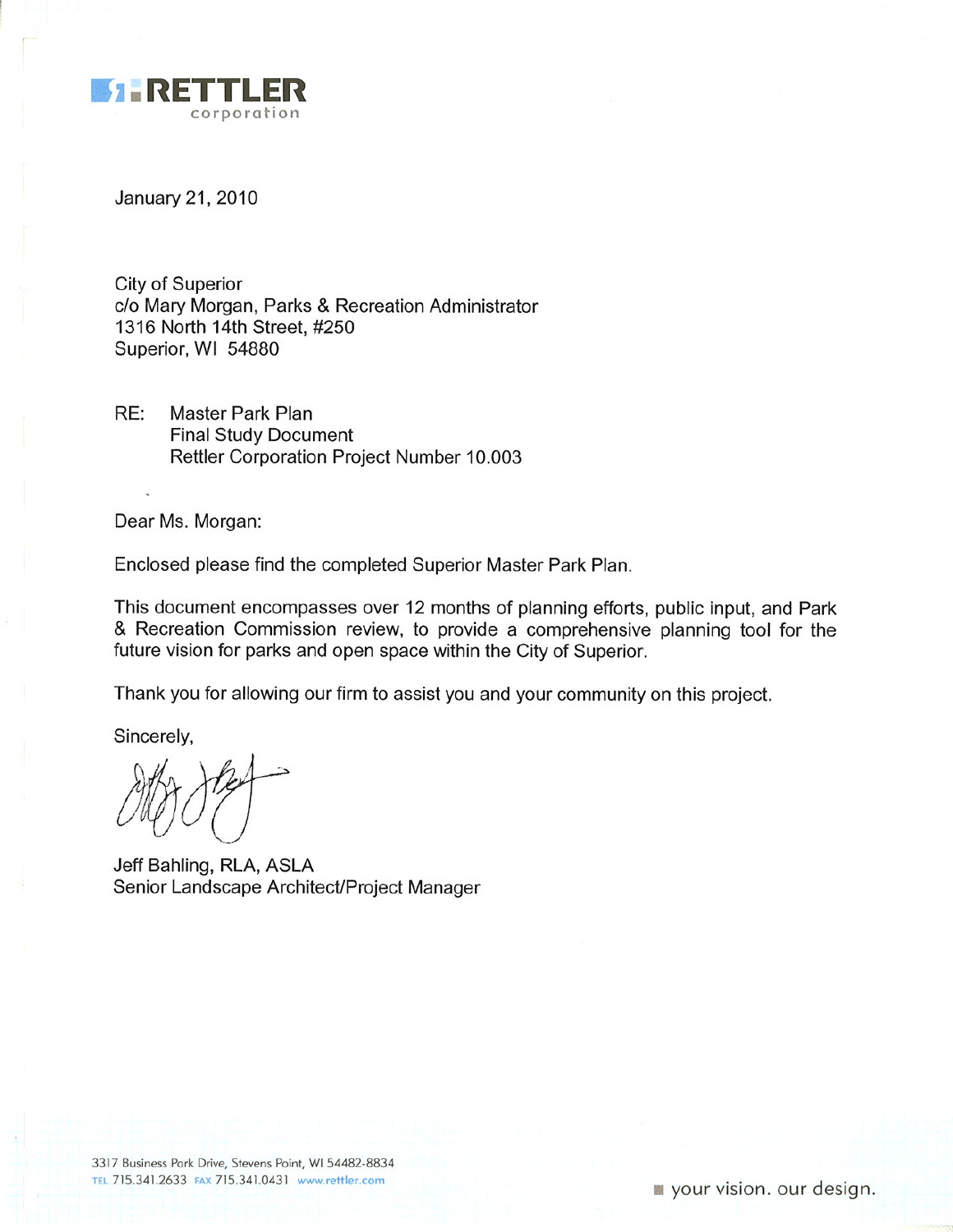RETTLER corporation

January 21, 2010

City of Superior
c/o Mary Morgan, Parks & Recreation Administrator
1316 North 14th Street, #250
Superior, WI 54880

RE: Master Park Plan
Final Study Document
Rettler Corporation Project Number 10.003

Dear Ms. Morgan:

Enclosed please find the completed Superior Master Park Plan.

This document encompasses over 12 months of planning efforts, public input, and Park & Recreation Commission review, to provide a comprehensive planning tool for the future vision for parks and open space within the City of Superior.

Thank you for allowing our firm to assist you and your community on this project.

Sincerely,

Jeff Bahling, RLA, ASLA
Senior Landscape Architect/Project Manager

3317 Business Park Drive, Stevens Point, WI 54482-8834
TEL 715.341.2633 FAX 715.341.0431 www.rettler.com

your vision. our design.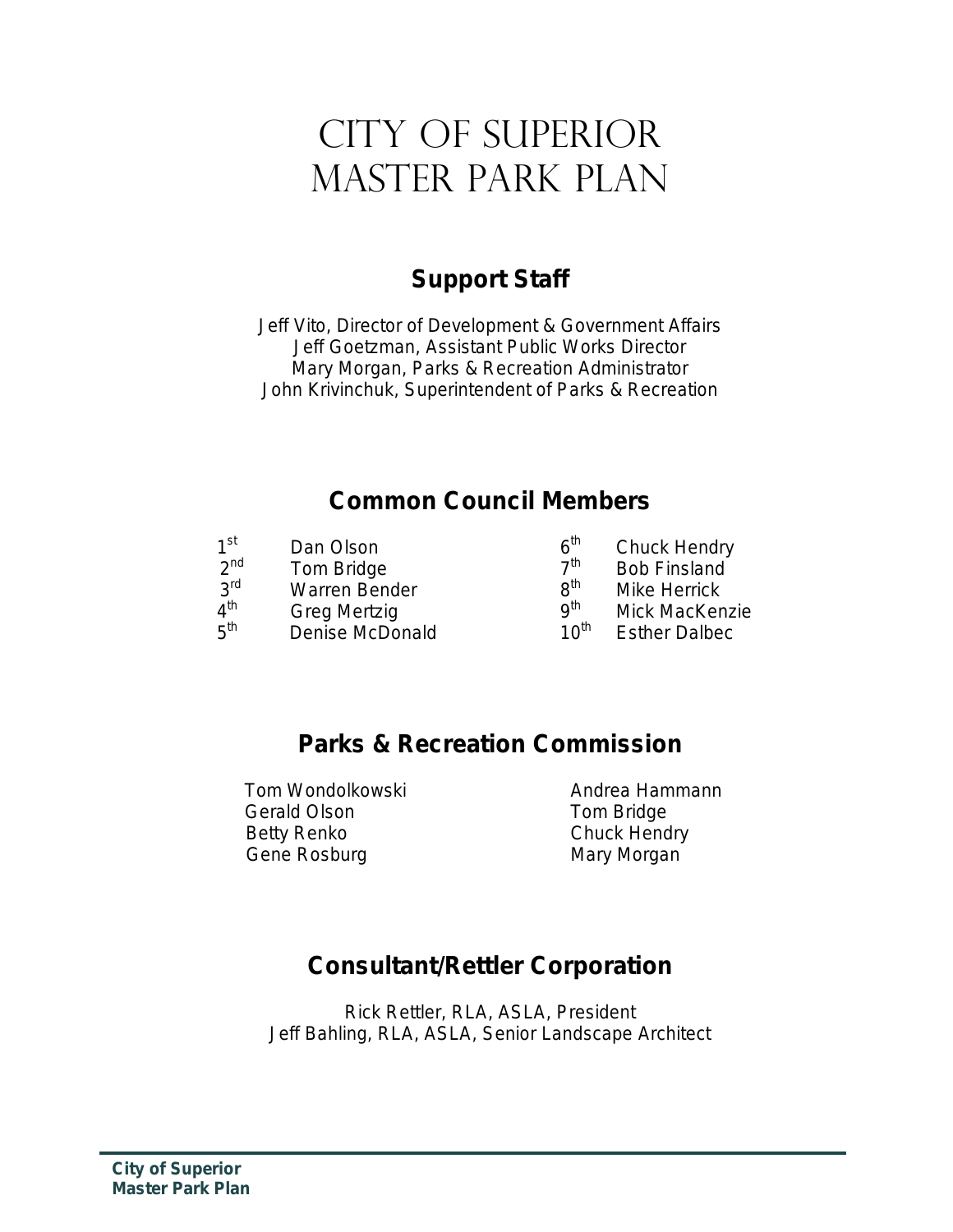# CITY OF SUPERIOR MASTER PARK PLAN

## Support Staff

Jeff Vito, Director of Development & Government Affairs
Jeff Goetzman, Assistant Public Works Director
Mary Morgan, Parks & Recreation Administrator
John Krivinchuk, Superintendent of Parks & Recreation

## Common Council Members

| | | | |
|---|---|---|---|
| 1st | Dan Olson | 6th | Chuck Hendry |
| 2nd | Tom Bridge | 7th | Bob Finsland |
| 3rd | Warren Bender | 8th | Mike Herrick |
| 4th | Greg Mertzig | 9th | Mick MacKenzie |
| 5th | Denise McDonald | 10th | Esther Dalbec |

## Parks & Recreation Commission

| | |
|---|---|
| Tom Wondolkowski | Andrea Hammann |
| Gerald Olson | Tom Bridge |
| Betty Renko | Chuck Hendry |
| Gene Rosburg | Mary Morgan |

## Consultant/Rettler Corporation

Rick Rettler, RLA, ASLA, President
Jeff Bahling, RLA, ASLA, Senior Landscape Architect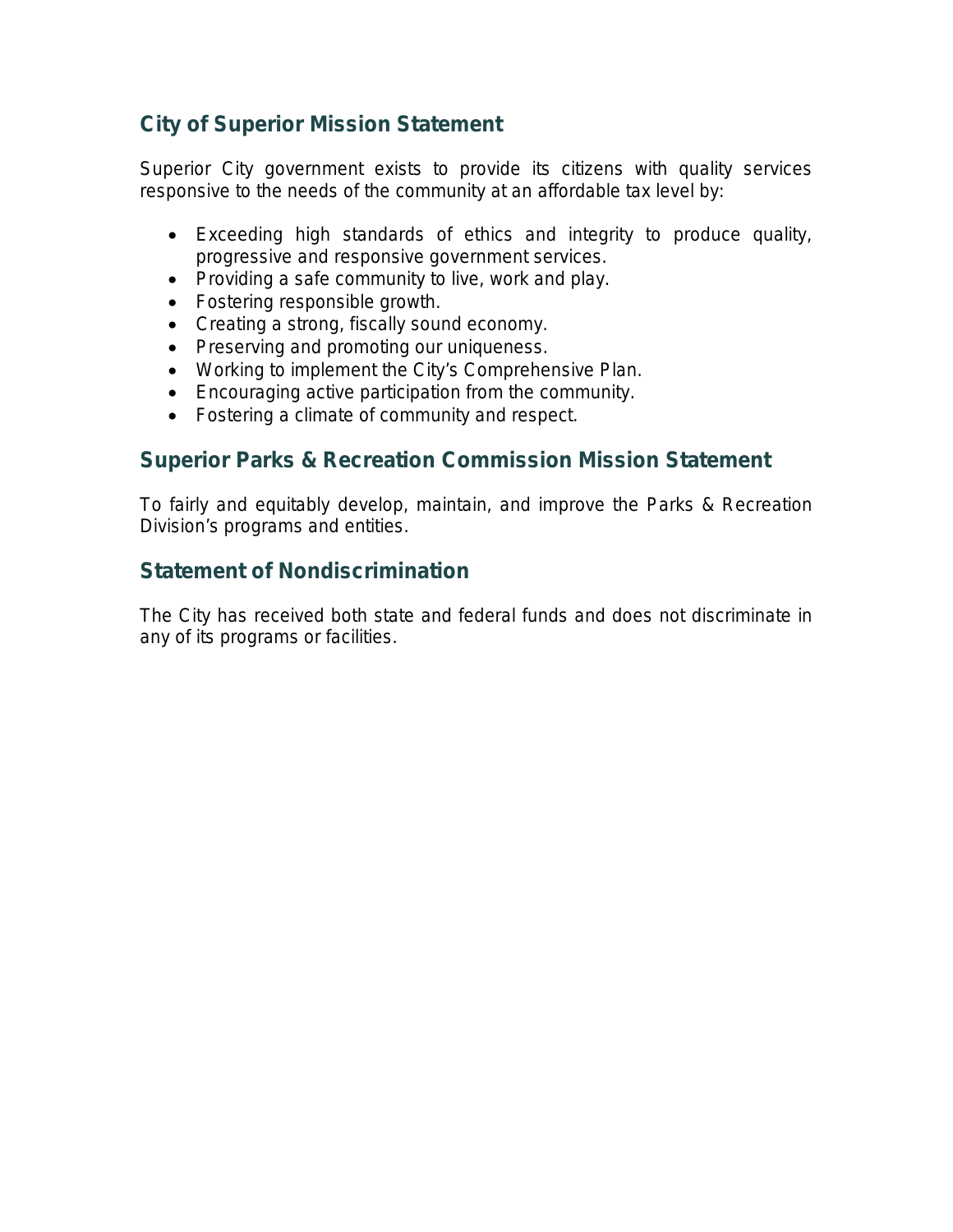## City of Superior Mission Statement

Superior City government exists to provide its citizens with quality services responsive to the needs of the community at an affordable tax level by:

- Exceeding high standards of ethics and integrity to produce quality, progressive and responsive government services.
- Providing a safe community to live, work and play.
- Fostering responsible growth.
- Creating a strong, fiscally sound economy.
- Preserving and promoting our uniqueness.
- Working to implement the City's Comprehensive Plan.
- Encouraging active participation from the community.
- Fostering a climate of community and respect.

## Superior Parks & Recreation Commission Mission Statement

To fairly and equitably develop, maintain, and improve the Parks & Recreation Division's programs and entities.

## Statement of Nondiscrimination

The City has received both state and federal funds and does not discriminate in any of its programs or facilities.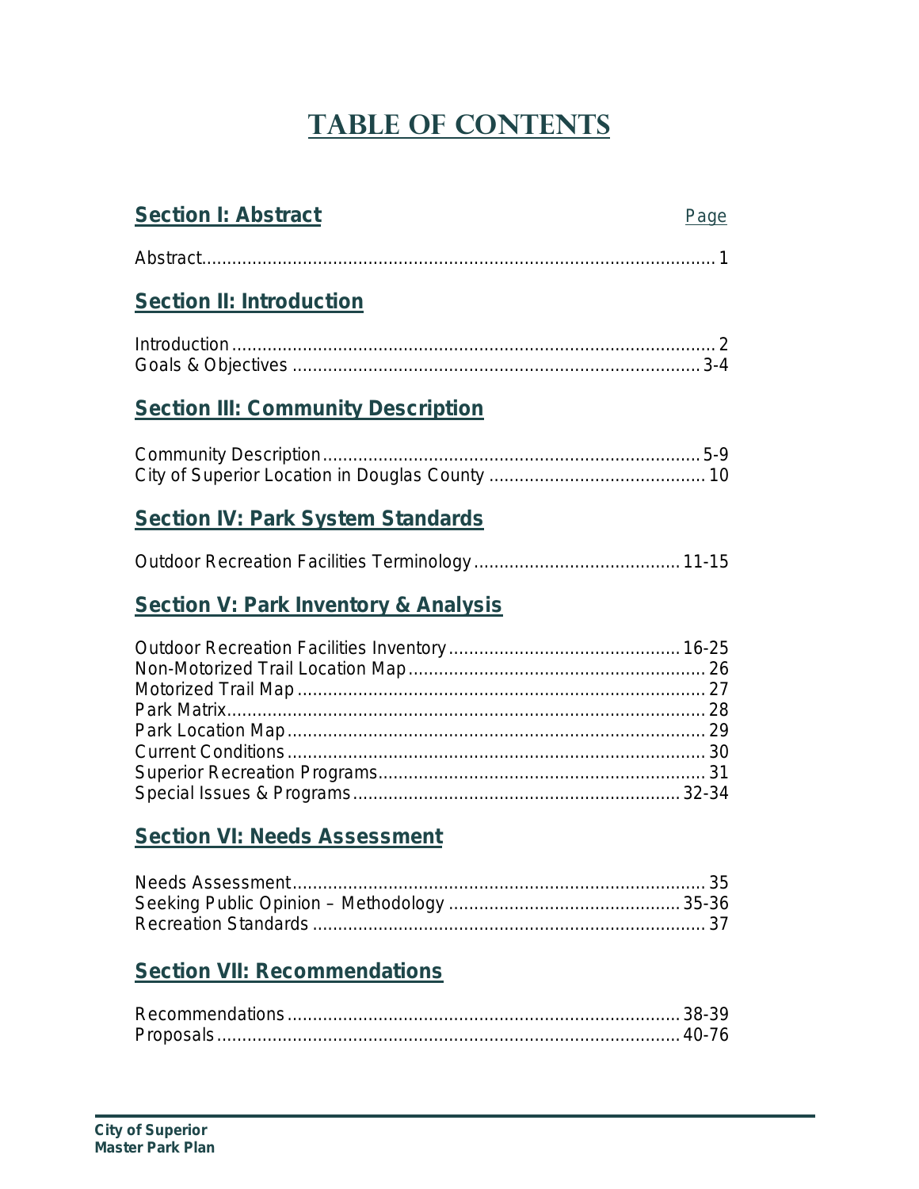# TABLE OF CONTENTS

## Section I: Abstract

| | Page |
|---|---|
| Abstract | 1 |

## Section II: Introduction

| | |
|---|---|
| Introduction | 2 |
| Goals & Objectives | 3-4 |

## Section III: Community Description

| | |
|---|---|
| Community Description | 5-9 |
| City of Superior Location in Douglas County | 10 |

## Section IV: Park System Standards

| | |
|---|---|
| Outdoor Recreation Facilities Terminology | 11-15 |

## Section V: Park Inventory & Analysis

| | |
|---|---|
| Outdoor Recreation Facilities Inventory | 16-25 |
| Non-Motorized Trail Location Map | 26 |
| Motorized Trail Map | 27 |
| Park Matrix | 28 |
| Park Location Map | 29 |
| Current Conditions | 30 |
| Superior Recreation Programs | 31 |
| Special Issues & Programs | 32-34 |

## Section VI: Needs Assessment

| | |
|---|---|
| Needs Assessment | 35 |
| Seeking Public Opinion – Methodology | 35-36 |
| Recreation Standards | 37 |

## Section VII: Recommendations

| | |
|---|---|
| Recommendations | 38-39 |
| Proposals | 40-76 |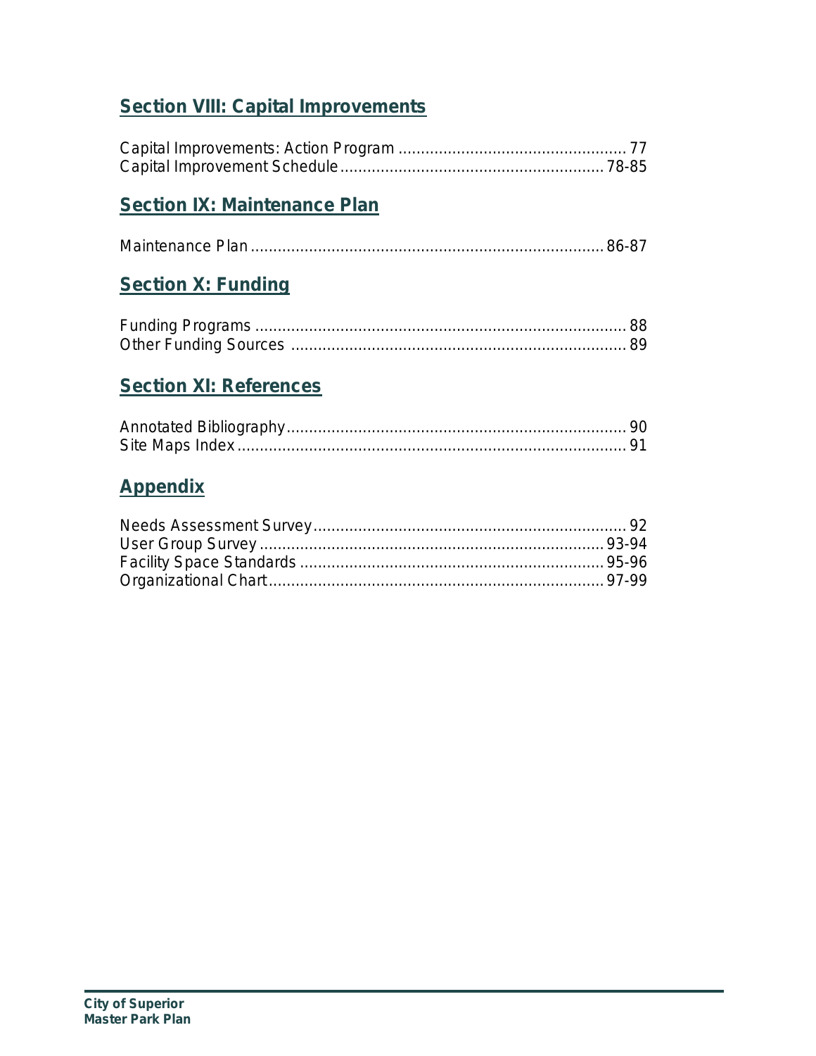## Section VIII: Capital Improvements

Capital Improvements: Action Program .................................................. 77
Capital Improvement Schedule .......................................................... 78-85

## Section IX: Maintenance Plan

Maintenance Plan ............................................................................. 86-87

## Section X: Funding

Funding Programs .................................................................................. 88
Other Funding Sources .......................................................................... 89

## Section XI: References

Annotated Bibliography ........................................................................... 90
Site Maps Index ...................................................................................... 91

## Appendix

Needs Assessment Survey ..................................................................... 92
User Group Survey ............................................................................ 93-94
Facility Space Standards ................................................................... 95-96
Organizational Chart .......................................................................... 97-99